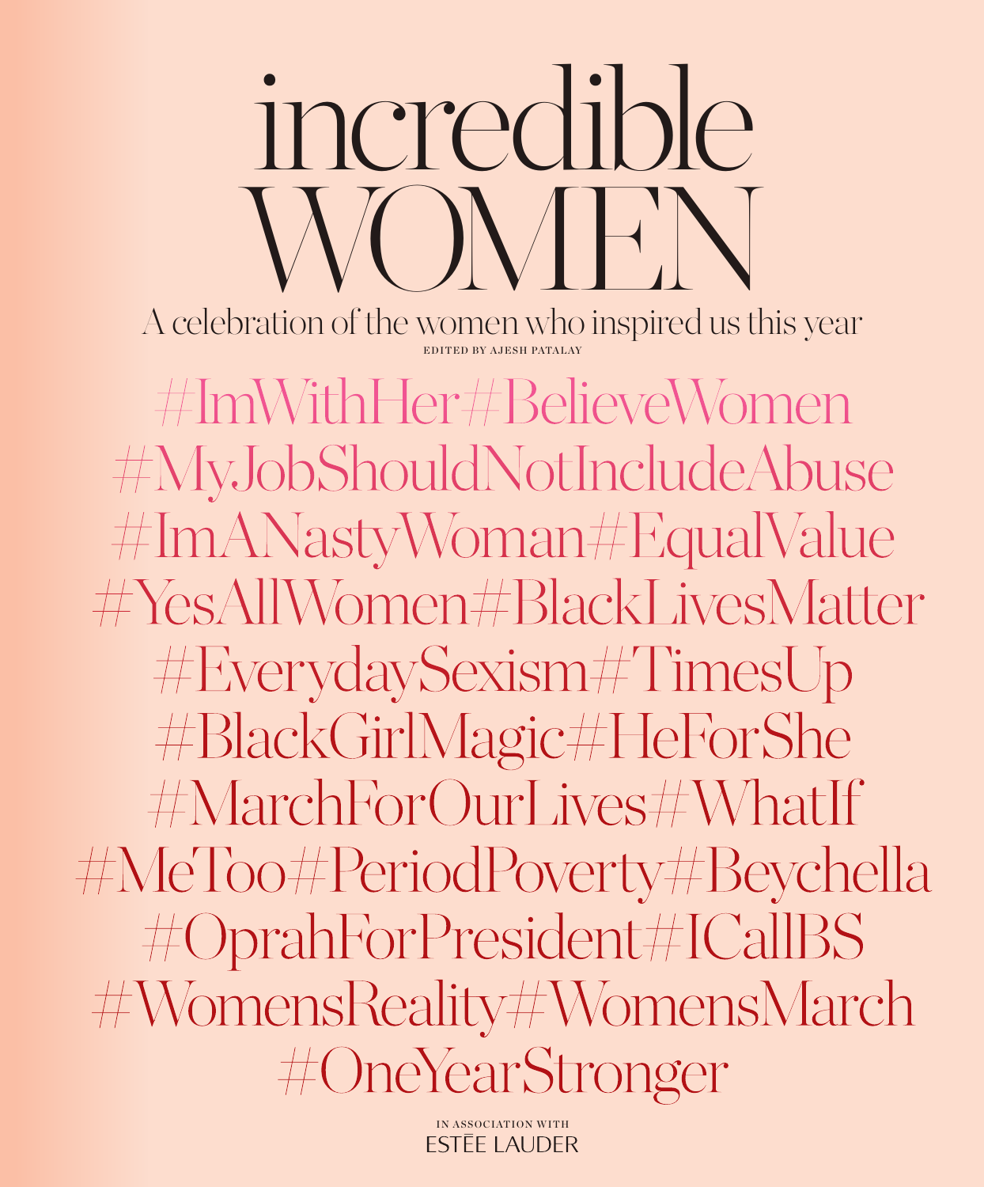# incredible WOMEN

A celebration of the women who inspired us this year

EDITED BY AJESH PATALAY

#ImWithHer#BelieveWomen
#MyJobShouldNotIncludeAbuse
#ImANastyWoman#EqualValue
#YesAllWomen#BlackLivesMatter
#EverydaySexism#TimesUp
#BlackGirlMagic#HeForShe
#MarchForOurLives#WhatIf
#MeToo#PeriodPoverty#Beychella
#OprahForPresident#ICallBS
#WomensReality#WomensMarch
#OneYearStronger

IN ASSOCIATION WITH
ESTĒE LAUDER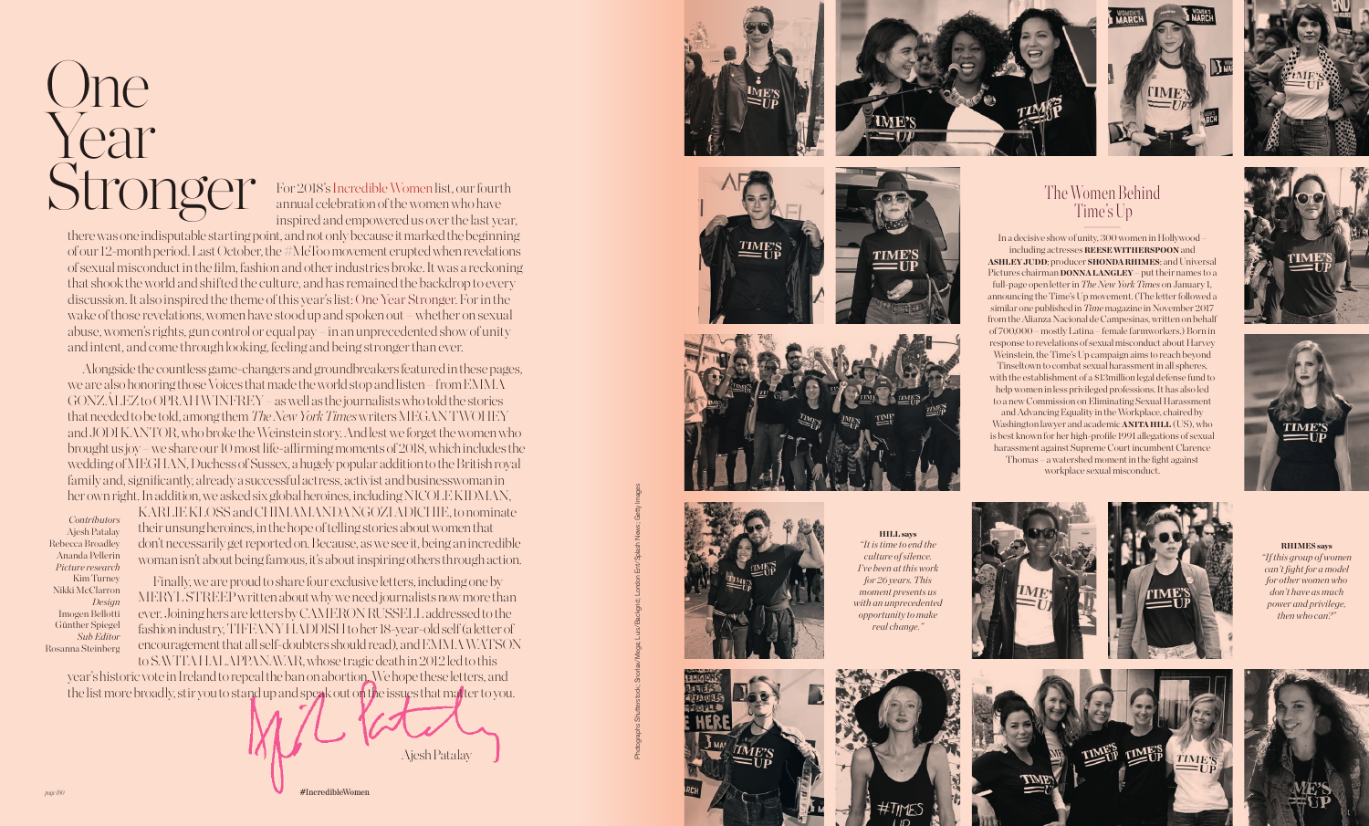# One Year Stronger

For 2018's Incredible Women list, our fourth annual celebration of the women who have inspired and empowered us over the last year, there was one indisputable starting point, and not only because it marked the beginning of our 12-month period. Last October, the #MeToo movement erupted when revelations of sexual misconduct in the film, fashion and other industries broke. It was a reckoning that shook the world and shifted the culture, and has remained the backdrop to every discussion. It also inspired the theme of this year's list: One Year Stronger. For in the wake of those revelations, women have stood up and spoken out – whether on sexual abuse, women's rights, gun control or equal pay – in an unprecedented show of unity and intent, and come through looking, feeling and being stronger than ever.

Alongside the countless game-changers and groundbreakers featured in these pages, we are also honoring those Voices that made the world stop and listen – from EMMA GONZÁLEZ to OPRAH WINFREY – as well as the journalists who told the stories that needed to be told, among them *The New York Times* writers MEGAN TWOHEY and JODI KANTOR, who broke the Weinstein story. And lest we forget the women who brought us joy – we share our 10 most life-affirming moments of 2018, which includes the wedding of MEGHAN, Duchess of Sussex, a hugely popular addition to the British royal family and, significantly, already a successful actress, activist and businesswoman in her own right. In addition, we asked six global heroines, including NICOLE KIDMAN, KARLIE KLOSS and CHIMAMANDA NGOZI ADICHIE, to nominate their unsung heroines, in the hope of telling stories about women that don't necessarily get reported on. Because, as we see it, being an incredible woman isn't about being famous, it's about inspiring others through action.

Finally, we are proud to share four exclusive letters, including one by MERYL STREEP written about why we need journalists now more than ever. Joining hers are letters by CAMERON RUSSELL addressed to the fashion industry, TIFFANY HADDISH to her 18-year-old self (a letter of encouragement that all self-doubters should read), and EMMA WATSON to SAVITA HALAPPANAVAR, whose tragic death in 2012 led to this year's historic vote in Ireland to repeal the ban on abortion. We hope these letters, and the list more broadly, stir you to stand up and speak out on the issues that matter to you.

Ajesh Patalay

*Contributors*
Ajesh Patalay
Rebecca Broadley
Ananda Pellerin
*Picture research*
Kim Turney
Nikki McClarron
*Design*
Imogen Bellotti
Günther Spiegel
*Sub Editor*
Rosanna Steinberg

#IncredibleWomen

Photographs Shutterstock; Shotiay/Mega; Luis/Backgrid; London Ent/Splash News; Getty Images

## The Women Behind Time's Up

In a decisive show of unity, 300 women in Hollywood – including actresses **REESE WITHERSPOON** and **ASHLEY JUDD**; producer **SHONDA RHIMES**; and Universal Pictures chairman **DONNA LANGLEY** – put their names to a full-page open letter in *The New York Times* on January 1, announcing the Time's Up movement. (The letter followed a similar one published in *Time* magazine in November 2017 from the Alianza Nacional de Campesinas, written on behalf of 700,000 – mostly Latina – female farmworkers.) Born in response to revelations of sexual misconduct about Harvey Weinstein, the Time's Up campaign aims to reach beyond Tinseltown to combat sexual harassment in all spheres, with the establishment of a $13million legal defense fund to help women in less privileged professions. It has also led to a new Commission on Eliminating Sexual Harassment and Advancing Equality in the Workplace, chaired by Washington lawyer and academic **ANITA HILL** (US), who is best known for her high-profile 1991 allegations of sexual harassment against Supreme Court incumbent Clarence Thomas – a watershed moment in the fight against workplace sexual misconduct.

**HILL says**
*"It is time to end the culture of silence. I've been at this work for 26 years. This moment presents us with an unprecedented opportunity to make real change."*

**RHIMES says**
*"If this group of women can't fight for a model for other women who don't have as much power and privilege, then who can?"*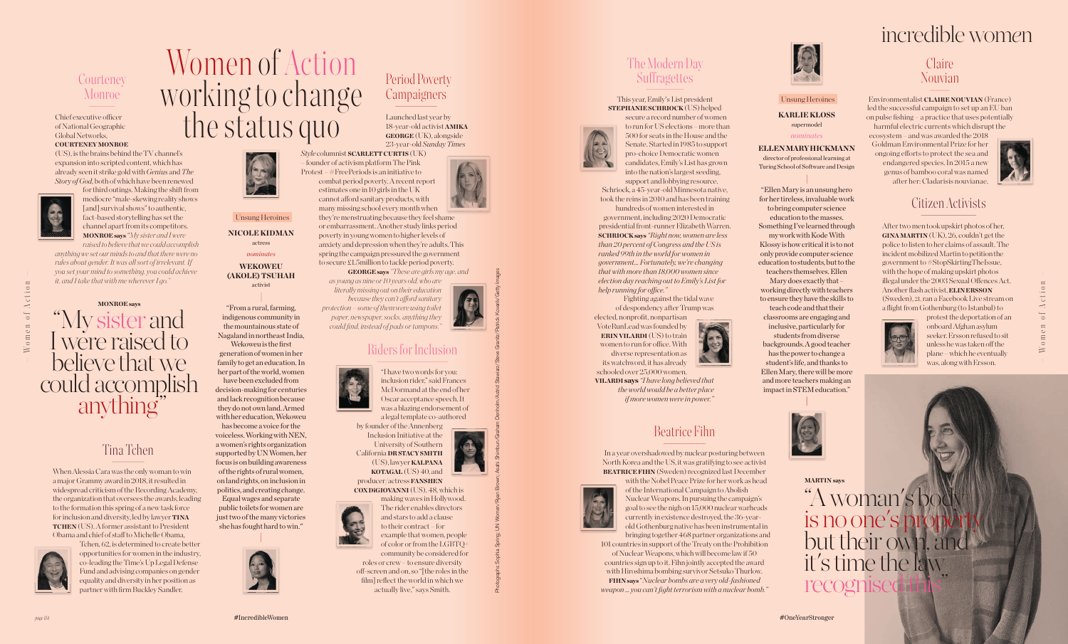# Women of Action working to change the status quo

## Courteney Monroe

Chief executive officer of National Geographic Global Networks, **COURTENEY MONROE** (US), is the brains behind the TV channel's expansion into scripted content, which has already seen it strike gold with *Genius* and *The Story of God*, both of which have been renewed for third outings. Making the shift from mediocre "male-skewing reality shows [and] survival shows" to authentic, fact-based storytelling has set the channel apart from its competitors. **MONROE says** *"My sister and I were raised to believe that we could accomplish anything we set our minds to and that there were no rules about gender. It was all sort of irrelevant. If you set your mind to something, you could achieve it, and I take that with me wherever I go."*

**MONROE says**

> "My sister and I were raised to believe that we could accomplish anything"

## Tina Tchen

When Alessia Cara was the only woman to win a major Grammy award in 2018, it resulted in widespread criticism of the Recording Academy, the organization that oversees the awards, leading to the formation this spring of a new task force for inclusion and diversity, led by lawyer **TINA TCHEN** (US). A former assistant to President Obama and chief of staff to Michelle Obama, Tchen, 62, is determined to create better opportunities for women in the industry, co-leading the Time's Up Legal Defense Fund and advising companies on gender equality and diversity in her position as partner with firm Buckley Sandler.

## Unsung Heroines

**NICOLE KIDMAN**
actress

*nominates*

**WEKOWEU (AKOLE) TSUHAH**
activist

"From a rural, farming, indigenous community in the mountainous state of Nagaland in northeast India, Wekoweu is the first generation of women in her family to get an education. In her part of the world, women have been excluded from decision-making for centuries and lack recognition because they do not own land. Armed with her education, Wekoweu has become a voice for the voiceless. Working with NEN, a women's rights organization supported by UN Women, her focus is on building awareness of the rights of rural women, on land rights, on inclusion in politics, and creating change. Equal wages and separate public toilets for women are just two of the many victories she has fought hard to win."

## Period Poverty Campaigners

Launched last year by 18-year-old activist **AMIKA GEORGE** (UK), alongside 23-year-old *Sunday Times Style* columnist **SCARLETT CURTIS** (UK) – founder of activism platform The Pink Protest – #FreePeriods is an initiative to combat period poverty. A recent report estimates one in 10 girls in the UK cannot afford sanitary products, with many missing school every month when they're menstruating because they feel shame or embarrassment. Another study links period poverty in young women to higher levels of anxiety and depression when they're adults. This spring the campaign pressured the government to secure £1.5million to tackle period poverty. **GEORGE says** *"These are girls my age, and as young as nine or 10 years old, who are literally missing out on their education because they can't afford sanitary protection – some of them were using toilet paper, newspaper, socks, anything they could find, instead of pads or tampons."*

## Riders for Inclusion

"I have two words for you: inclusion rider," said Frances McDormand at the end of her Oscar acceptance speech. It was a blazing endorsement of a legal template co-authored by founder of the Annenberg Inclusion Initiative at the University of Southern California **DR STACY SMITH** (US), lawyer **KALPANA KOTAGAL** (US) 40, and producer/actress **FANSHEN COX DiGIOVANNI** (US), 48, which is making waves in Hollywood. The rider enables directors and stars to add a clause to their contract – for example that women, people of color or from the LGBTQ+ community be considered for roles or crew – to ensure diversity off-screen and on, so "[the roles in the film] reflect the world in which we actually live," says Smith.

Photographs: Sophia Spring, UN Women/Ryan Brown, Asahi Shimbun/Graham Denholm/Astrid Stawiarz/Steve Granitz/Patrick Kovarik/Getty Images

## The Modern Day Suffragettes

This year, Emily's List president **STEPHANIE SCHRIOCK** (US) helped secure a record number of women to run for US elections – more than 500 for seats in the House and the Senate. Started in 1985 to support pro-choice Democratic women candidates, Emily's List has grown into the nation's largest seeding, support and lobbying resource. Schriock, a 45-year-old Minnesota native, took the reins in 2010 and has been training hundreds of women interested in government, including 2020 Democratic presidential front-runner Elizabeth Warren. **SCHRIOCK says** *"Right now, women are less than 20 percent of Congress and the US is ranked 99th in the world for women in government… Fortunately, we're changing that with more than 18,000 women since election day reaching out to Emily's List for help running for office."*

Fighting against the tidal wave of despondency after Trump was elected, nonprofit, nonpartisan VoteRunLead was founded by **ERIN VILARDI** (US) to train women to run for office. With diverse representation as its watchword, it has already schooled over 25,000 women. **VILARDI says** *"I have long believed that the world would be a better place if more women were in power."*

## Beatrice Fihn

In a year overshadowed by nuclear posturing between North Korea and the US, it was gratifying to see activist **BEATRICE FIHN** (Sweden) recognized last December with the Nobel Peace Prize for her work as head of the International Campaign to Abolish Nuclear Weapons. In pursuing the campaign's goal to see the nigh on 15,000 nuclear warheads currently in existence destroyed, the 36-year-old Gothenburg native has been instrumental in bringing together 468 partner organizations and 101 countries in support of the Treaty on the Prohibition of Nuclear Weapons, which will become law if 50 countries sign up to it. Fihn jointly accepted the award with Hiroshima bombing survivor Setsuko Thurlow. **FIHN says** *"Nuclear bombs are a very old-fashioned weapon… you can't fight terrorism with a nuclear bomb."*

## Unsung Heroines

**KARLIE KLOSS**
supermodel

*nominates*

**ELLEN MARY HICKMANN**
director of professional learning at Turing School of Software and Design

"Ellen Mary is an unsung hero for her tireless, invaluable work to bring computer science education to the masses. Something I've learned through my work with Kode With Klossy is how critical it is to not only provide computer science education to students, but to the teachers themselves. Ellen Mary does exactly that – working directly with teachers to ensure they have the skills to teach code and that their classrooms are engaging and inclusive, particularly for students from diverse backgrounds. A good teacher has the power to change a student's life, and thanks to Ellen Mary, there will be more and more teachers making an impact in STEM education."

# incredible women

## Claire Nouvian

Environmentalist **CLAIRE NOUVIAN** (France) led the successful campaign to set up an EU ban on pulse fishing – a practice that uses potentially harmful electric currents which disrupt the ecosystem – and was awarded the 2018 Goldman Environmental Prize for her ongoing efforts to protect the sea and endangered species. In 2015 a new genus of bamboo coral was named after her: Cladarisis nouvianae.

## Citizen Activists

After two men took upskirt photos of her, **GINA MARTIN** (UK), 26, couldn't get the police to listen to her claims of assault. The incident mobilized Martin to petition the government to #StopSkirtingTheIssue, with the hope of making upskirt photos illegal under the 2003 Sexual Offences Act. Another flash activist, **ELIN ERSSON** (Sweden), 21, ran a Facebook Live stream on a flight from Gothenburg (to Istanbul) to protest the deportation of an onboard Afghan asylum seeker. Ersson refused to sit unless he was taken off the plane – which he eventually was, along with Ersson.

**MARTIN says**

> "A woman's body is no one's property but their own, and it's time the law recognised this"

#IncredibleWomen

#OneYearStronger